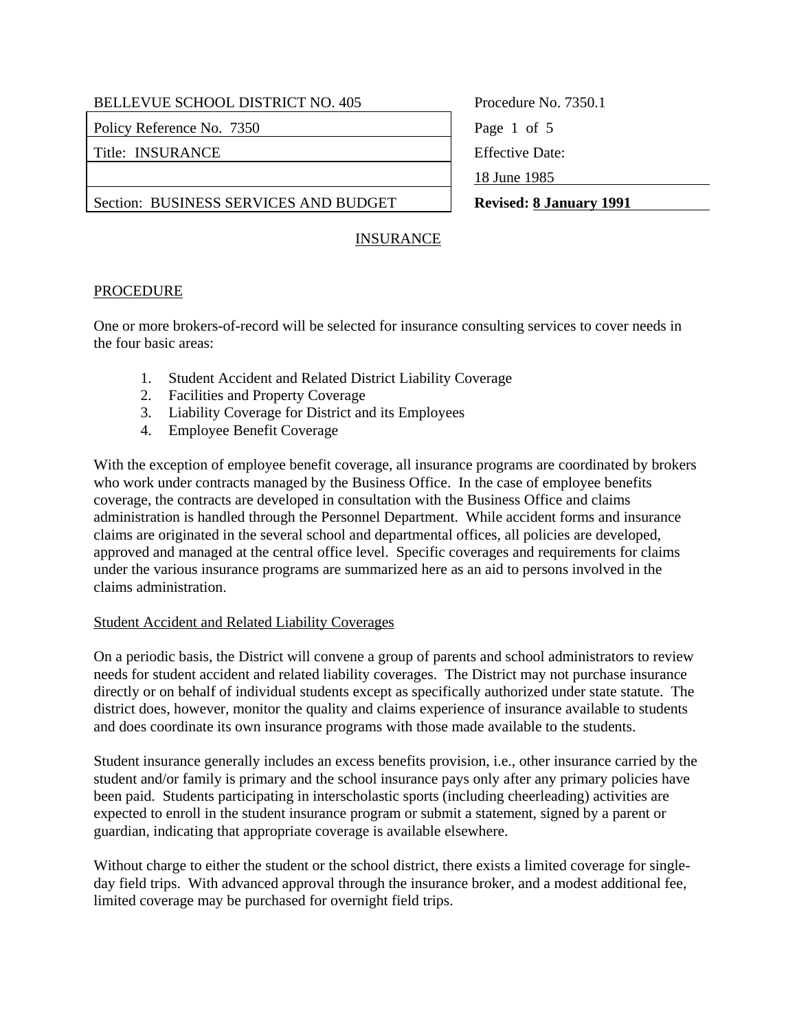| BELLEVUE SCHOOL DISTRICT NO. 405 | Procedure No. 7350.1 |
| --- | --- |
| Policy Reference No. 7350 | Page 1 of 5 |
| Title: INSURANCE | Effective Date: |
| | 18 June 1985 |
| Section: BUSINESS SERVICES AND BUDGET | **Revised: 8 January 1991** |

# INSURANCE

## PROCEDURE

One or more brokers-of-record will be selected for insurance consulting services to cover needs in the four basic areas:

1. Student Accident and Related District Liability Coverage
2. Facilities and Property Coverage
3. Liability Coverage for District and its Employees
4. Employee Benefit Coverage

With the exception of employee benefit coverage, all insurance programs are coordinated by brokers who work under contracts managed by the Business Office. In the case of employee benefits coverage, the contracts are developed in consultation with the Business Office and claims administration is handled through the Personnel Department. While accident forms and insurance claims are originated in the several school and departmental offices, all policies are developed, approved and managed at the central office level. Specific coverages and requirements for claims under the various insurance programs are summarized here as an aid to persons involved in the claims administration.

### Student Accident and Related Liability Coverages

On a periodic basis, the District will convene a group of parents and school administrators to review needs for student accident and related liability coverages. The District may not purchase insurance directly or on behalf of individual students except as specifically authorized under state statute. The district does, however, monitor the quality and claims experience of insurance available to students and does coordinate its own insurance programs with those made available to the students.

Student insurance generally includes an excess benefits provision, i.e., other insurance carried by the student and/or family is primary and the school insurance pays only after any primary policies have been paid. Students participating in interscholastic sports (including cheerleading) activities are expected to enroll in the student insurance program or submit a statement, signed by a parent or guardian, indicating that appropriate coverage is available elsewhere.

Without charge to either the student or the school district, there exists a limited coverage for single-day field trips. With advanced approval through the insurance broker, and a modest additional fee, limited coverage may be purchased for overnight field trips.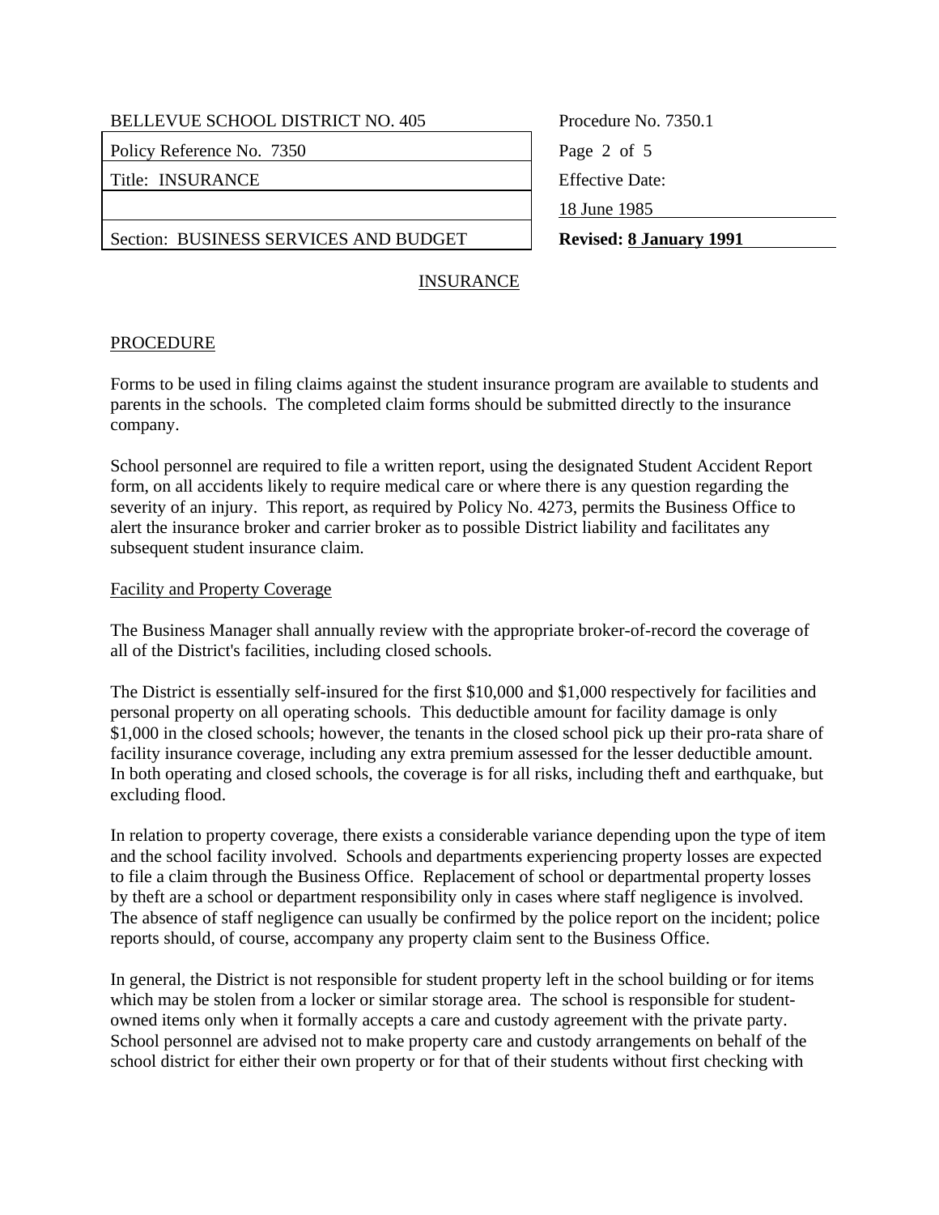## INSURANCE

### PROCEDURE

Forms to be used in filing claims against the student insurance program are available to students and parents in the schools. The completed claim forms should be submitted directly to the insurance company.

School personnel are required to file a written report, using the designated Student Accident Report form, on all accidents likely to require medical care or where there is any question regarding the severity of an injury. This report, as required by Policy No. 4273, permits the Business Office to alert the insurance broker and carrier broker as to possible District liability and facilitates any subsequent student insurance claim.

#### Facility and Property Coverage

The Business Manager shall annually review with the appropriate broker-of-record the coverage of all of the District's facilities, including closed schools.

The District is essentially self-insured for the first $10,000 and $1,000 respectively for facilities and personal property on all operating schools. This deductible amount for facility damage is only $1,000 in the closed schools; however, the tenants in the closed school pick up their pro-rata share of facility insurance coverage, including any extra premium assessed for the lesser deductible amount. In both operating and closed schools, the coverage is for all risks, including theft and earthquake, but excluding flood.

In relation to property coverage, there exists a considerable variance depending upon the type of item and the school facility involved. Schools and departments experiencing property losses are expected to file a claim through the Business Office. Replacement of school or departmental property losses by theft are a school or department responsibility only in cases where staff negligence is involved. The absence of staff negligence can usually be confirmed by the police report on the incident; police reports should, of course, accompany any property claim sent to the Business Office.

In general, the District is not responsible for student property left in the school building or for items which may be stolen from a locker or similar storage area. The school is responsible for student-owned items only when it formally accepts a care and custody agreement with the private party. School personnel are advised not to make property care and custody arrangements on behalf of the school district for either their own property or for that of their students without first checking with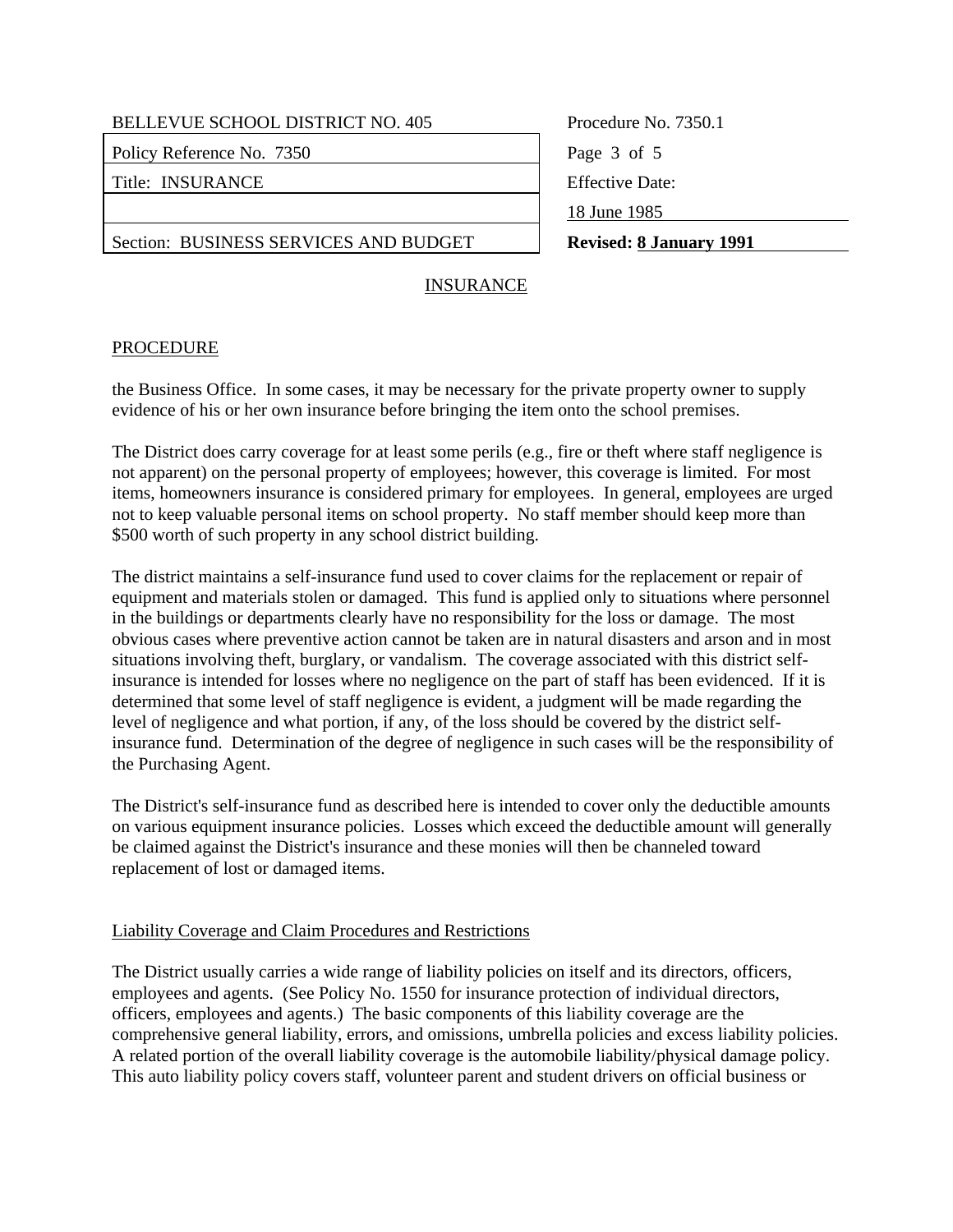## INSURANCE

### PROCEDURE

the Business Office. In some cases, it may be necessary for the private property owner to supply evidence of his or her own insurance before bringing the item onto the school premises.

The District does carry coverage for at least some perils (e.g., fire or theft where staff negligence is not apparent) on the personal property of employees; however, this coverage is limited. For most items, homeowners insurance is considered primary for employees. In general, employees are urged not to keep valuable personal items on school property. No staff member should keep more than $500 worth of such property in any school district building.

The district maintains a self-insurance fund used to cover claims for the replacement or repair of equipment and materials stolen or damaged. This fund is applied only to situations where personnel in the buildings or departments clearly have no responsibility for the loss or damage. The most obvious cases where preventive action cannot be taken are in natural disasters and arson and in most situations involving theft, burglary, or vandalism. The coverage associated with this district self-insurance is intended for losses where no negligence on the part of staff has been evidenced. If it is determined that some level of staff negligence is evident, a judgment will be made regarding the level of negligence and what portion, if any, of the loss should be covered by the district self-insurance fund. Determination of the degree of negligence in such cases will be the responsibility of the Purchasing Agent.

The District's self-insurance fund as described here is intended to cover only the deductible amounts on various equipment insurance policies. Losses which exceed the deductible amount will generally be claimed against the District's insurance and these monies will then be channeled toward replacement of lost or damaged items.

### Liability Coverage and Claim Procedures and Restrictions

The District usually carries a wide range of liability policies on itself and its directors, officers, employees and agents. (See Policy No. 1550 for insurance protection of individual directors, officers, employees and agents.) The basic components of this liability coverage are the comprehensive general liability, errors, and omissions, umbrella policies and excess liability policies. A related portion of the overall liability coverage is the automobile liability/physical damage policy. This auto liability policy covers staff, volunteer parent and student drivers on official business or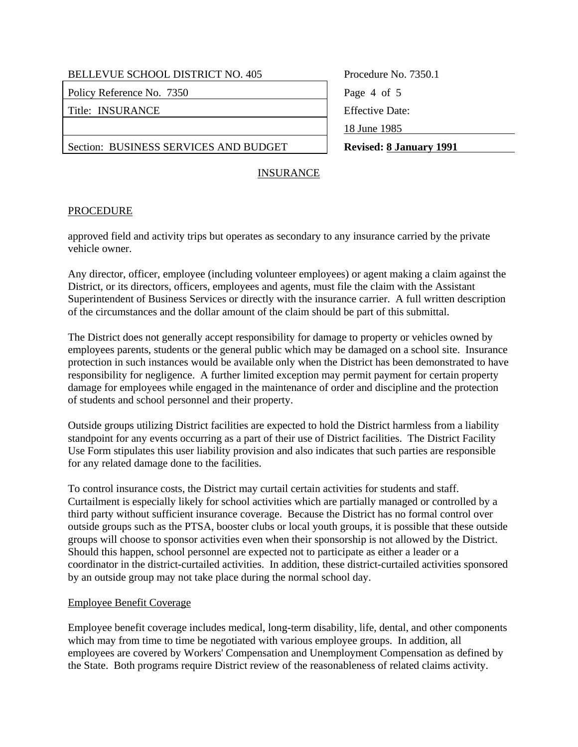# INSURANCE

## PROCEDURE

approved field and activity trips but operates as secondary to any insurance carried by the private vehicle owner.

Any director, officer, employee (including volunteer employees) or agent making a claim against the District, or its directors, officers, employees and agents, must file the claim with the Assistant Superintendent of Business Services or directly with the insurance carrier. A full written description of the circumstances and the dollar amount of the claim should be part of this submittal.

The District does not generally accept responsibility for damage to property or vehicles owned by employees parents, students or the general public which may be damaged on a school site. Insurance protection in such instances would be available only when the District has been demonstrated to have responsibility for negligence. A further limited exception may permit payment for certain property damage for employees while engaged in the maintenance of order and discipline and the protection of students and school personnel and their property.

Outside groups utilizing District facilities are expected to hold the District harmless from a liability standpoint for any events occurring as a part of their use of District facilities. The District Facility Use Form stipulates this user liability provision and also indicates that such parties are responsible for any related damage done to the facilities.

To control insurance costs, the District may curtail certain activities for students and staff. Curtailment is especially likely for school activities which are partially managed or controlled by a third party without sufficient insurance coverage. Because the District has no formal control over outside groups such as the PTSA, booster clubs or local youth groups, it is possible that these outside groups will choose to sponsor activities even when their sponsorship is not allowed by the District. Should this happen, school personnel are expected not to participate as either a leader or a coordinator in the district-curtailed activities. In addition, these district-curtailed activities sponsored by an outside group may not take place during the normal school day.

### Employee Benefit Coverage

Employee benefit coverage includes medical, long-term disability, life, dental, and other components which may from time to time be negotiated with various employee groups. In addition, all employees are covered by Workers' Compensation and Unemployment Compensation as defined by the State. Both programs require District review of the reasonableness of related claims activity.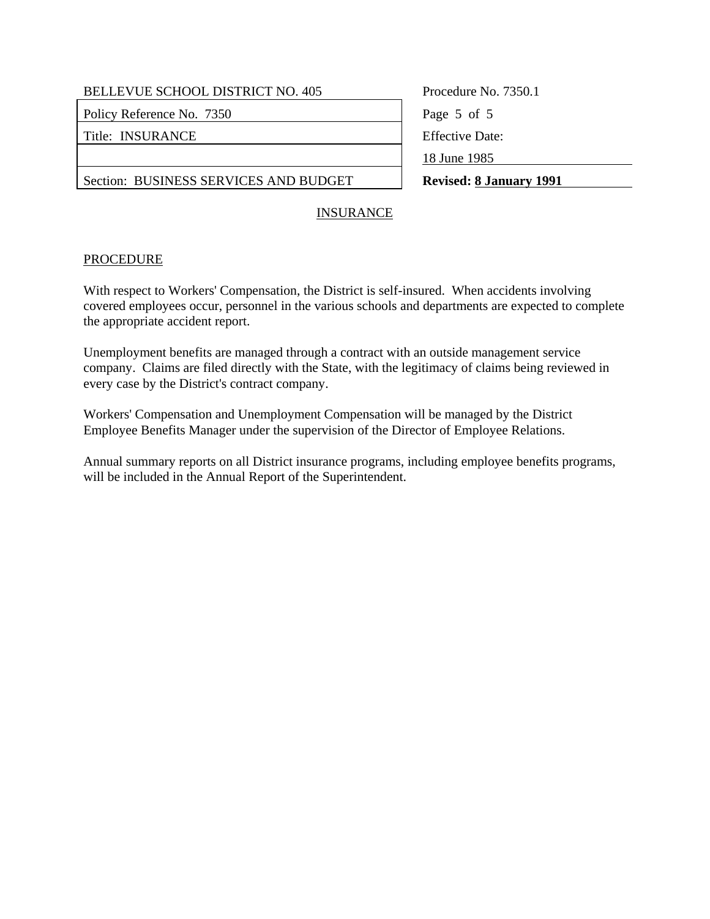| BELLEVUE SCHOOL DISTRICT NO. 405 | Procedure No. 7350.1 |
|---|---|
| Policy Reference No. 7350 | Page 5 of 5 |
| Title: INSURANCE | Effective Date: |
| | 18 June 1985 |
| Section: BUSINESS SERVICES AND BUDGET | **Revised: 8 January 1991** |

## INSURANCE

### PROCEDURE

With respect to Workers' Compensation, the District is self-insured. When accidents involving covered employees occur, personnel in the various schools and departments are expected to complete the appropriate accident report.

Unemployment benefits are managed through a contract with an outside management service company. Claims are filed directly with the State, with the legitimacy of claims being reviewed in every case by the District's contract company.

Workers' Compensation and Unemployment Compensation will be managed by the District Employee Benefits Manager under the supervision of the Director of Employee Relations.

Annual summary reports on all District insurance programs, including employee benefits programs, will be included in the Annual Report of the Superintendent.